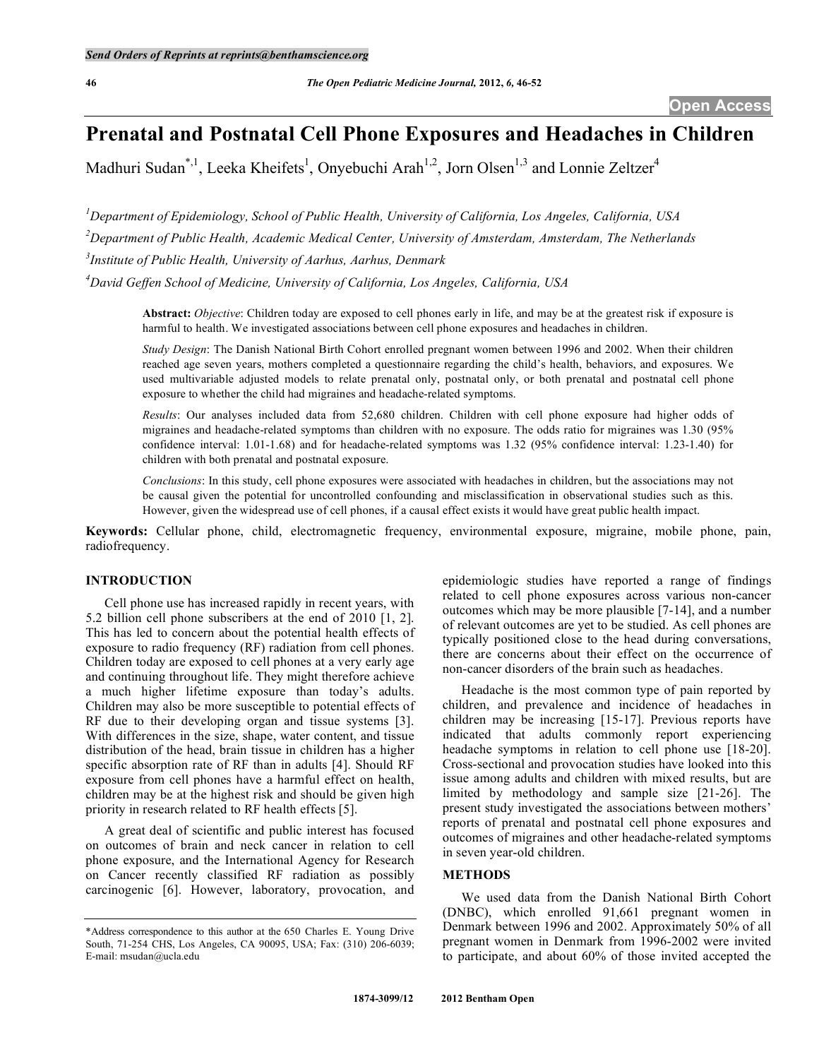# Prenatal and Postnatal Cell Phone Exposures and Headaches in Children

Madhuri Sudan[*,1], Leeka Kheifets[1], Onyebuchi Arah[1,2], Jorn Olsen[1,3] and Lonnie Zeltzer[4]

[1]*Department of Epidemiology, School of Public Health, University of California, Los Angeles, California, USA*

[2]*Department of Public Health, Academic Medical Center, University of Amsterdam, Amsterdam, The Netherlands*

[3]*Institute of Public Health, University of Aarhus, Aarhus, Denmark*

[4]*David Geffen School of Medicine, University of California, Los Angeles, California, USA*

**Abstract:** *Objective*: Children today are exposed to cell phones early in life, and may be at the greatest risk if exposure is harmful to health. We investigated associations between cell phone exposures and headaches in children.

*Study Design*: The Danish National Birth Cohort enrolled pregnant women between 1996 and 2002. When their children reached age seven years, mothers completed a questionnaire regarding the child's health, behaviors, and exposures. We used multivariable adjusted models to relate prenatal only, postnatal only, or both prenatal and postnatal cell phone exposure to whether the child had migraines and headache-related symptoms.

*Results*: Our analyses included data from 52,680 children. Children with cell phone exposure had higher odds of migraines and headache-related symptoms than children with no exposure. The odds ratio for migraines was 1.30 (95% confidence interval: 1.01-1.68) and for headache-related symptoms was 1.32 (95% confidence interval: 1.23-1.40) for children with both prenatal and postnatal exposure.

*Conclusions*: In this study, cell phone exposures were associated with headaches in children, but the associations may not be causal given the potential for uncontrolled confounding and misclassification in observational studies such as this. However, given the widespread use of cell phones, if a causal effect exists it would have great public health impact.

**Keywords:** Cellular phone, child, electromagnetic frequency, environmental exposure, migraine, mobile phone, pain, radiofrequency.

## INTRODUCTION

Cell phone use has increased rapidly in recent years, with 5.2 billion cell phone subscribers at the end of 2010 [1, 2]. This has led to concern about the potential health effects of exposure to radio frequency (RF) radiation from cell phones. Children today are exposed to cell phones at a very early age and continuing throughout life. They might therefore achieve a much higher lifetime exposure than today's adults. Children may also be more susceptible to potential effects of RF due to their developing organ and tissue systems [3]. With differences in the size, shape, water content, and tissue distribution of the head, brain tissue in children has a higher specific absorption rate of RF than in adults [4]. Should RF exposure from cell phones have a harmful effect on health, children may be at the highest risk and should be given high priority in research related to RF health effects [5].

A great deal of scientific and public interest has focused on outcomes of brain and neck cancer in relation to cell phone exposure, and the International Agency for Research on Cancer recently classified RF radiation as possibly carcinogenic [6]. However, laboratory, provocation, and epidemiologic studies have reported a range of findings related to cell phone exposures across various non-cancer outcomes which may be more plausible [7-14], and a number of relevant outcomes are yet to be studied. As cell phones are typically positioned close to the head during conversations, there are concerns about their effect on the occurrence of non-cancer disorders of the brain such as headaches.

Headache is the most common type of pain reported by children, and prevalence and incidence of headaches in children may be increasing [15-17]. Previous reports have indicated that adults commonly report experiencing headache symptoms in relation to cell phone use [18-20]. Cross-sectional and provocation studies have looked into this issue among adults and children with mixed results, but are limited by methodology and sample size [21-26]. The present study investigated the associations between mothers' reports of prenatal and postnatal cell phone exposures and outcomes of migraines and other headache-related symptoms in seven year-old children.

## METHODS

We used data from the Danish National Birth Cohort (DNBC), which enrolled 91,661 pregnant women in Denmark between 1996 and 2002. Approximately 50% of all pregnant women in Denmark from 1996-2002 were invited to participate, and about 60% of those invited accepted the

*Address correspondence to this author at the 650 Charles E. Young Drive South, 71-254 CHS, Los Angeles, CA 90095, USA; Fax: (310) 206-6039; E-mail: msudan@ucla.edu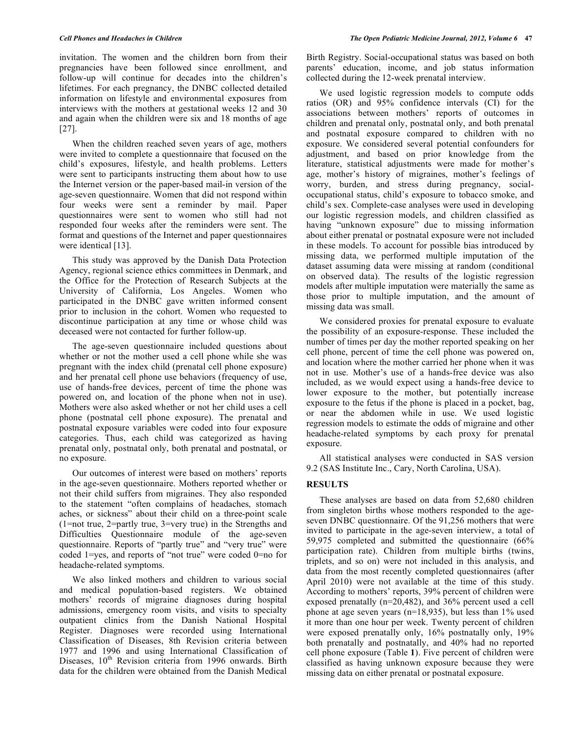invitation. The women and the children born from their pregnancies have been followed since enrollment, and follow-up will continue for decades into the children's lifetimes. For each pregnancy, the DNBC collected detailed information on lifestyle and environmental exposures from interviews with the mothers at gestational weeks 12 and 30 and again when the children were six and 18 months of age [27].

When the children reached seven years of age, mothers were invited to complete a questionnaire that focused on the child's exposures, lifestyle, and health problems. Letters were sent to participants instructing them about how to use the Internet version or the paper-based mail-in version of the age-seven questionnaire. Women that did not respond within four weeks were sent a reminder by mail. Paper questionnaires were sent to women who still had not responded four weeks after the reminders were sent. The format and questions of the Internet and paper questionnaires were identical [13].

This study was approved by the Danish Data Protection Agency, regional science ethics committees in Denmark, and the Office for the Protection of Research Subjects at the University of California, Los Angeles. Women who participated in the DNBC gave written informed consent prior to inclusion in the cohort. Women who requested to discontinue participation at any time or whose child was deceased were not contacted for further follow-up.

The age-seven questionnaire included questions about whether or not the mother used a cell phone while she was pregnant with the index child (prenatal cell phone exposure) and her prenatal cell phone use behaviors (frequency of use, use of hands-free devices, percent of time the phone was powered on, and location of the phone when not in use). Mothers were also asked whether or not her child uses a cell phone (postnatal cell phone exposure). The prenatal and postnatal exposure variables were coded into four exposure categories. Thus, each child was categorized as having prenatal only, postnatal only, both prenatal and postnatal, or no exposure.

Our outcomes of interest were based on mothers' reports in the age-seven questionnaire. Mothers reported whether or not their child suffers from migraines. They also responded to the statement "often complains of headaches, stomach aches, or sickness" about their child on a three-point scale (1=not true, 2=partly true, 3=very true) in the Strengths and Difficulties Questionnaire module of the age-seven questionnaire. Reports of "partly true" and "very true" were coded 1=yes, and reports of "not true" were coded 0=no for headache-related symptoms.

We also linked mothers and children to various social and medical population-based registers. We obtained mothers' records of migraine diagnoses during hospital admissions, emergency room visits, and visits to specialty outpatient clinics from the Danish National Hospital Register. Diagnoses were recorded using International Classification of Diseases, 8th Revision criteria between 1977 and 1996 and using International Classification of Diseases, 10th Revision criteria from 1996 onwards. Birth data for the children were obtained from the Danish Medical Birth Registry. Social-occupational status was based on both parents' education, income, and job status information collected during the 12-week prenatal interview.

We used logistic regression models to compute odds ratios (OR) and 95% confidence intervals (CI) for the associations between mothers' reports of outcomes in children and prenatal only, postnatal only, and both prenatal and postnatal exposure compared to children with no exposure. We considered several potential confounders for adjustment, and based on prior knowledge from the literature, statistical adjustments were made for mother's age, mother's history of migraines, mother's feelings of worry, burden, and stress during pregnancy, social-occupational status, child's exposure to tobacco smoke, and child's sex. Complete-case analyses were used in developing our logistic regression models, and children classified as having "unknown exposure" due to missing information about either prenatal or postnatal exposure were not included in these models. To account for possible bias introduced by missing data, we performed multiple imputation of the dataset assuming data were missing at random (conditional on observed data). The results of the logistic regression models after multiple imputation were materially the same as those prior to multiple imputation, and the amount of missing data was small.

We considered proxies for prenatal exposure to evaluate the possibility of an exposure-response. These included the number of times per day the mother reported speaking on her cell phone, percent of time the cell phone was powered on, and location where the mother carried her phone when it was not in use. Mother's use of a hands-free device was also included, as we would expect using a hands-free device to lower exposure to the mother, but potentially increase exposure to the fetus if the phone is placed in a pocket, bag, or near the abdomen while in use. We used logistic regression models to estimate the odds of migraine and other headache-related symptoms by each proxy for prenatal exposure.

All statistical analyses were conducted in SAS version 9.2 (SAS Institute Inc., Cary, North Carolina, USA).

## RESULTS

These analyses are based on data from 52,680 children from singleton births whose mothers responded to the age-seven DNBC questionnaire. Of the 91,256 mothers that were invited to participate in the age-seven interview, a total of 59,975 completed and submitted the questionnaire (66% participation rate). Children from multiple births (twins, triplets, and so on) were not included in this analysis, and data from the most recently completed questionnaires (after April 2010) were not available at the time of this study. According to mothers' reports, 39% percent of children were exposed prenatally (n=20,482), and 36% percent used a cell phone at age seven years (n=18,935), but less than 1% used it more than one hour per week. Twenty percent of children were exposed prenatally only, 16% postnatally only, 19% both prenatally and postnatally, and 40% had no reported cell phone exposure (Table **1**). Five percent of children were classified as having unknown exposure because they were missing data on either prenatal or postnatal exposure.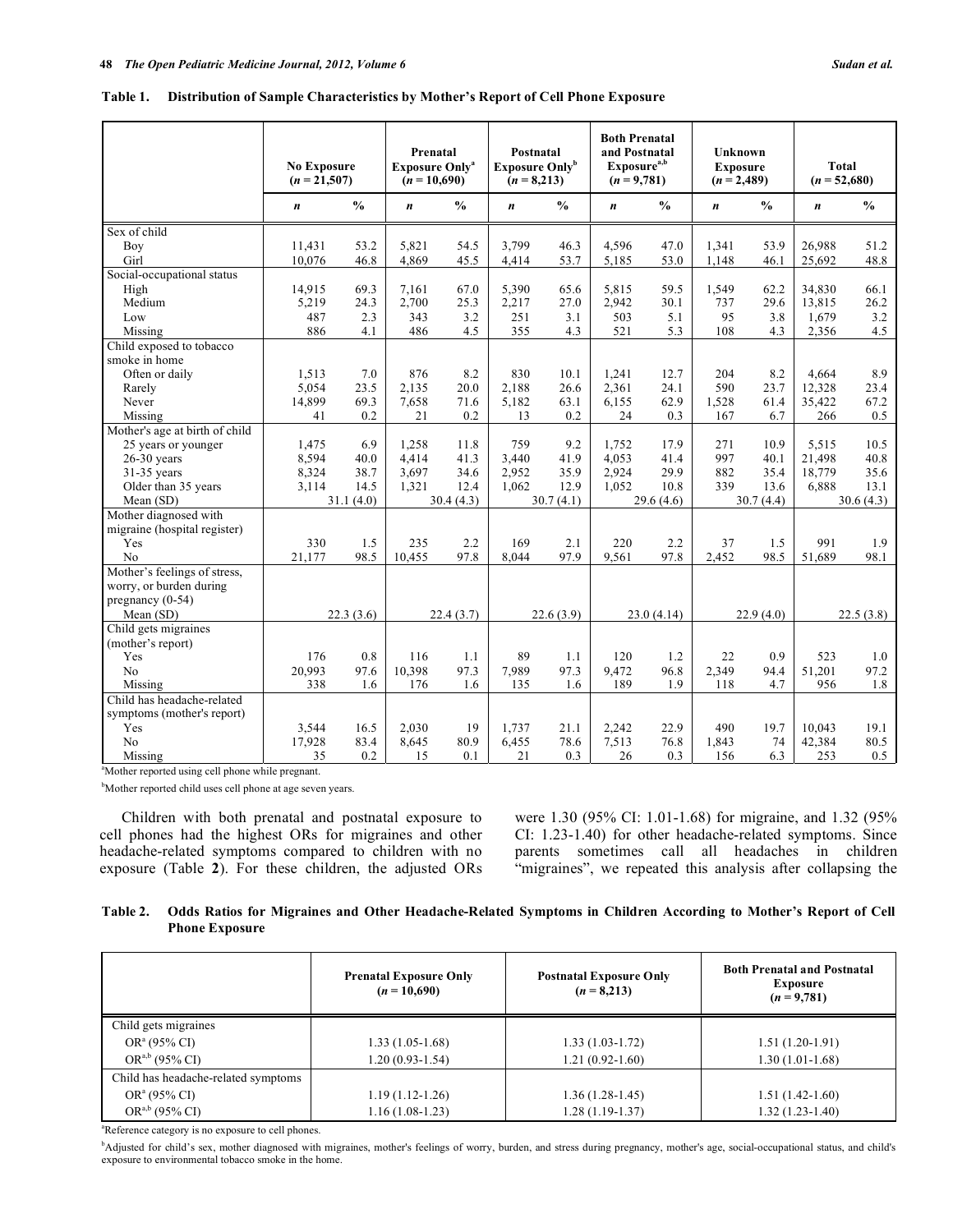**Table 1. Distribution of Sample Characteristics by Mother's Report of Cell Phone Exposure**

| | No Exposure ($n$ = 21,507) | | Prenatal Exposure Only[a] ($n$ = 10,690) | | Postnatal Exposure Only[b] ($n$ = 8,213) | | Both Prenatal and Postnatal Exposure[a,b] ($n$ = 9,781) | | Unknown Exposure ($n$ = 2,489) | | Total ($n$ = 52,680) | |
|---|---|---|---|---|---|---|---|---|---|---|---|---|
| | *n* | % | *n* | % | *n* | % | *n* | % | *n* | % | *n* | % |
| Sex of child | | | | | | | | | | | | |
| Boy | 11,431 | 53.2 | 5,821 | 54.5 | 3,799 | 46.3 | 4,596 | 47.0 | 1,341 | 53.9 | 26,988 | 51.2 |
| Girl | 10,076 | 46.8 | 4,869 | 45.5 | 4,414 | 53.7 | 5,185 | 53.0 | 1,148 | 46.1 | 25,692 | 48.8 |
| Social-occupational status | | | | | | | | | | | | |
| High | 14,915 | 69.3 | 7,161 | 67.0 | 5,390 | 65.6 | 5,815 | 59.5 | 1,549 | 62.2 | 34,830 | 66.1 |
| Medium | 5,219 | 24.3 | 2,700 | 25.3 | 2,217 | 27.0 | 2,942 | 30.1 | 737 | 29.6 | 13,815 | 26.2 |
| Low | 487 | 2.3 | 343 | 3.2 | 251 | 3.1 | 503 | 5.1 | 95 | 3.8 | 1,679 | 3.2 |
| Missing | 886 | 4.1 | 486 | 4.5 | 355 | 4.3 | 521 | 5.3 | 108 | 4.3 | 2,356 | 4.5 |
| Child exposed to tobacco smoke in home | | | | | | | | | | | | |
| Often or daily | 1,513 | 7.0 | 876 | 8.2 | 830 | 10.1 | 1,241 | 12.7 | 204 | 8.2 | 4,664 | 8.9 |
| Rarely | 5,054 | 23.5 | 2,135 | 20.0 | 2,188 | 26.6 | 2,361 | 24.1 | 590 | 23.7 | 12,328 | 23.4 |
| Never | 14,899 | 69.3 | 7,658 | 71.6 | 5,182 | 63.1 | 6,155 | 62.9 | 1,528 | 61.4 | 35,422 | 67.2 |
| Missing | 41 | 0.2 | 21 | 0.2 | 13 | 0.2 | 24 | 0.3 | 167 | 6.7 | 266 | 0.5 |
| Mother's age at birth of child | | | | | | | | | | | | |
| 25 years or younger | 1,475 | 6.9 | 1,258 | 11.8 | 759 | 9.2 | 1,752 | 17.9 | 271 | 10.9 | 5,515 | 10.5 |
| 26-30 years | 8,594 | 40.0 | 4,414 | 41.3 | 3,440 | 41.9 | 4,053 | 41.4 | 997 | 40.1 | 21,498 | 40.8 |
| 31-35 years | 8,324 | 38.7 | 3,697 | 34.6 | 2,952 | 35.9 | 2,924 | 29.9 | 882 | 35.4 | 18,779 | 35.6 |
| Older than 35 years | 3,114 | 14.5 | 1,321 | 12.4 | 1,062 | 12.9 | 1,052 | 10.8 | 339 | 13.6 | 6,888 | 13.1 |
| Mean (SD) | | 31.1 (4.0) | | 30.4 (4.3) | | 30.7 (4.1) | | 29.6 (4.6) | | 30.7 (4.4) | | 30.6 (4.3) |
| Mother diagnosed with migraine (hospital register) | | | | | | | | | | | | |
| Yes | 330 | 1.5 | 235 | 2.2 | 169 | 2.1 | 220 | 2.2 | 37 | 1.5 | 991 | 1.9 |
| No | 21,177 | 98.5 | 10,455 | 97.8 | 8,044 | 97.9 | 9,561 | 97.8 | 2,452 | 98.5 | 51,689 | 98.1 |
| Mother's feelings of stress, worry, or burden during pregnancy (0-54) | | | | | | | | | | | | |
| Mean (SD) | | 22.3 (3.6) | | 22.4 (3.7) | | 22.6 (3.9) | | 23.0 (4.14) | | 22.9 (4.0) | | 22.5 (3.8) |
| Child gets migraines (mother's report) | | | | | | | | | | | | |
| Yes | 176 | 0.8 | 116 | 1.1 | 89 | 1.1 | 120 | 1.2 | 22 | 0.9 | 523 | 1.0 |
| No | 20,993 | 97.6 | 10,398 | 97.3 | 7,989 | 97.3 | 9,472 | 96.8 | 2,349 | 94.4 | 51,201 | 97.2 |
| Missing | 338 | 1.6 | 176 | 1.6 | 135 | 1.6 | 189 | 1.9 | 118 | 4.7 | 956 | 1.8 |
| Child has headache-related symptoms (mother's report) | | | | | | | | | | | | |
| Yes | 3,544 | 16.5 | 2,030 | 19 | 1,737 | 21.1 | 2,242 | 22.9 | 490 | 19.7 | 10,043 | 19.1 |
| No | 17,928 | 83.4 | 8,645 | 80.9 | 6,455 | 78.6 | 7,513 | 76.8 | 1,843 | 74 | 42,384 | 80.5 |
| Missing | 35 | 0.2 | 15 | 0.1 | 21 | 0.3 | 26 | 0.3 | 156 | 6.3 | 253 | 0.5 |

[a]Mother reported using cell phone while pregnant.

[b]Mother reported child uses cell phone at age seven years.

Children with both prenatal and postnatal exposure to cell phones had the highest ORs for migraines and other headache-related symptoms compared to children with no exposure (Table **2**). For these children, the adjusted ORs were 1.30 (95% CI: 1.01-1.68) for migraine, and 1.32 (95% CI: 1.23-1.40) for other headache-related symptoms. Since parents sometimes call all headaches in children "migraines", we repeated this analysis after collapsing the

**Table 2. Odds Ratios for Migraines and Other Headache-Related Symptoms in Children According to Mother's Report of Cell Phone Exposure**

| | Prenatal Exposure Only ($n$ = 10,690) | Postnatal Exposure Only ($n$ = 8,213) | Both Prenatal and Postnatal Exposure ($n$ = 9,781) |
|---|---|---|---|
| Child gets migraines | | | |
| OR[a] (95% CI) | 1.33 (1.05-1.68) | 1.33 (1.03-1.72) | 1.51 (1.20-1.91) |
| OR[a,b] (95% CI) | 1.20 (0.93-1.54) | 1.21 (0.92-1.60) | 1.30 (1.01-1.68) |
| Child has headache-related symptoms | | | |
| OR[a] (95% CI) | 1.19 (1.12-1.26) | 1.36 (1.28-1.45) | 1.51 (1.42-1.60) |
| OR[a,b] (95% CI) | 1.16 (1.08-1.23) | 1.28 (1.19-1.37) | 1.32 (1.23-1.40) |

[a]Reference category is no exposure to cell phones.

[b]Adjusted for child's sex, mother diagnosed with migraines, mother's feelings of worry, burden, and stress during pregnancy, mother's age, social-occupational status, and child's exposure to environmental tobacco smoke in the home.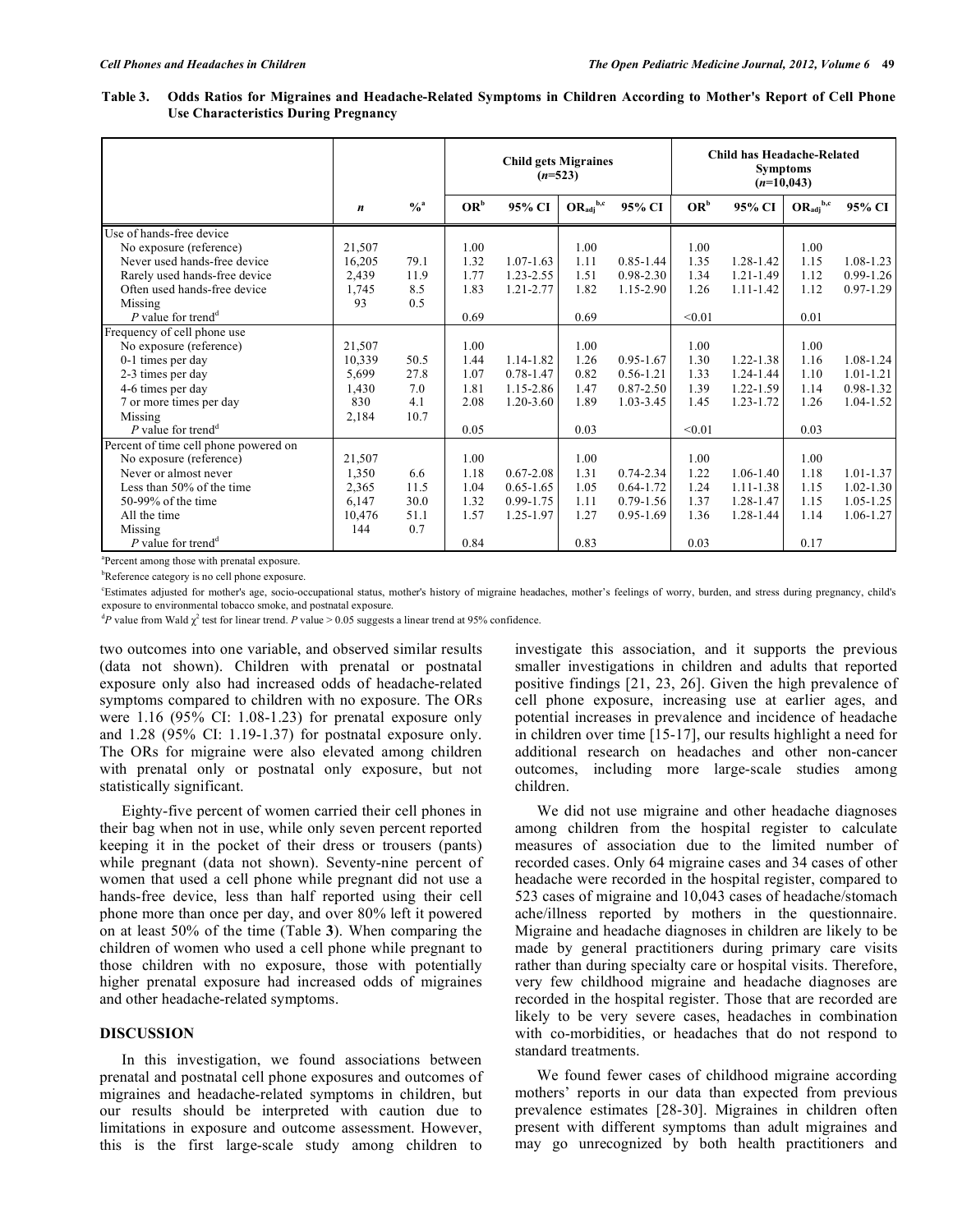**Table 3. Odds Ratios for Migraines and Headache-Related Symptoms in Children According to Mother's Report of Cell Phone Use Characteristics During Pregnancy**

| | | | Child gets Migraines (*n*=523) | | | | Child has Headache-Related Symptoms (*n*=10,043) | | | |
|---|---|---|---|---|---|---|---|---|---|---|
| | ***n*** | **%[a]** | **OR[b]** | **95% CI** | **OR$_{adj}$[b,c]** | **95% CI** | **OR[b]** | **95% CI** | **OR$_{adj}$[b,c]** | **95% CI** |
| Use of hands-free device | | | | | | | | | | |
| No exposure (reference) | 21,507 | | 1.00 | | 1.00 | | 1.00 | | 1.00 | |
| Never used hands-free device | 16,205 | 79.1 | 1.32 | 1.07-1.63 | 1.11 | 0.85-1.44 | 1.35 | 1.28-1.42 | 1.15 | 1.08-1.23 |
| Rarely used hands-free device | 2,439 | 11.9 | 1.77 | 1.23-2.55 | 1.51 | 0.98-2.30 | 1.34 | 1.21-1.49 | 1.12 | 0.99-1.26 |
| Often used hands-free device | 1,745 | 8.5 | 1.83 | 1.21-2.77 | 1.82 | 1.15-2.90 | 1.26 | 1.11-1.42 | 1.12 | 0.97-1.29 |
| Missing | 93 | 0.5 | | | | | | | | |
| *P* value for trend[d] | | | 0.69 | | 0.69 | | <0.01 | | 0.01 | |
| Frequency of cell phone use | | | | | | | | | | |
| No exposure (reference) | 21,507 | | 1.00 | | 1.00 | | 1.00 | | 1.00 | |
| 0-1 times per day | 10,339 | 50.5 | 1.44 | 1.14-1.82 | 1.26 | 0.95-1.67 | 1.30 | 1.22-1.38 | 1.16 | 1.08-1.24 |
| 2-3 times per day | 5,699 | 27.8 | 1.07 | 0.78-1.47 | 0.82 | 0.56-1.21 | 1.33 | 1.24-1.44 | 1.10 | 1.01-1.21 |
| 4-6 times per day | 1,430 | 7.0 | 1.81 | 1.15-2.86 | 1.47 | 0.87-2.50 | 1.39 | 1.22-1.59 | 1.14 | 0.98-1.32 |
| 7 or more times per day | 830 | 4.1 | 2.08 | 1.20-3.60 | 1.89 | 1.03-3.45 | 1.45 | 1.23-1.72 | 1.26 | 1.04-1.52 |
| Missing | 2,184 | 10.7 | | | | | | | | |
| *P* value for trend[d] | | | 0.05 | | 0.03 | | <0.01 | | 0.03 | |
| Percent of time cell phone powered on | | | | | | | | | | |
| No exposure (reference) | 21,507 | | 1.00 | | 1.00 | | 1.00 | | 1.00 | |
| Never or almost never | 1,350 | 6.6 | 1.18 | 0.67-2.08 | 1.31 | 0.74-2.34 | 1.22 | 1.06-1.40 | 1.18 | 1.01-1.37 |
| Less than 50% of the time | 2,365 | 11.5 | 1.04 | 0.65-1.65 | 1.05 | 0.64-1.72 | 1.24 | 1.11-1.38 | 1.15 | 1.02-1.30 |
| 50-99% of the time | 6,147 | 30.0 | 1.32 | 0.99-1.75 | 1.11 | 0.79-1.56 | 1.37 | 1.28-1.47 | 1.15 | 1.05-1.25 |
| All the time | 10,476 | 51.1 | 1.57 | 1.25-1.97 | 1.27 | 0.95-1.69 | 1.36 | 1.28-1.44 | 1.14 | 1.06-1.27 |
| Missing | 144 | 0.7 | | | | | | | | |
| *P* value for trend[d] | | | 0.84 | | 0.83 | | 0.03 | | 0.17 | |

[a]Percent among those with prenatal exposure.

[b]Reference category is no cell phone exposure.

[c]Estimates adjusted for mother's age, socio-occupational status, mother's history of migraine headaches, mother's feelings of worry, burden, and stress during pregnancy, child's exposure to environmental tobacco smoke, and postnatal exposure.

[d]*P* value from Wald $\chi^2$ test for linear trend. *P* value > 0.05 suggests a linear trend at 95% confidence.

two outcomes into one variable, and observed similar results (data not shown). Children with prenatal or postnatal exposure only also had increased odds of headache-related symptoms compared to children with no exposure. The ORs were 1.16 (95% CI: 1.08-1.23) for prenatal exposure only and 1.28 (95% CI: 1.19-1.37) for postnatal exposure only. The ORs for migraine were also elevated among children with prenatal only or postnatal only exposure, but not statistically significant.

Eighty-five percent of women carried their cell phones in their bag when not in use, while only seven percent reported keeping it in the pocket of their dress or trousers (pants) while pregnant (data not shown). Seventy-nine percent of women that used a cell phone while pregnant did not use a hands-free device, less than half reported using their cell phone more than once per day, and over 80% left it powered on at least 50% of the time (Table **3**). When comparing the children of women who used a cell phone while pregnant to those children with no exposure, those with potentially higher prenatal exposure had increased odds of migraines and other headache-related symptoms.

## DISCUSSION

In this investigation, we found associations between prenatal and postnatal cell phone exposures and outcomes of migraines and headache-related symptoms in children, but our results should be interpreted with caution due to limitations in exposure and outcome assessment. However, this is the first large-scale study among children to investigate this association, and it supports the previous smaller investigations in children and adults that reported positive findings [21, 23, 26]. Given the high prevalence of cell phone exposure, increasing use at earlier ages, and potential increases in prevalence and incidence of headache in children over time [15-17], our results highlight a need for additional research on headaches and other non-cancer outcomes, including more large-scale studies among children.

We did not use migraine and other headache diagnoses among children from the hospital register to calculate measures of association due to the limited number of recorded cases. Only 64 migraine cases and 34 cases of other headache were recorded in the hospital register, compared to 523 cases of migraine and 10,043 cases of headache/stomach ache/illness reported by mothers in the questionnaire. Migraine and headache diagnoses in children are likely to be made by general practitioners during primary care visits rather than during specialty care or hospital visits. Therefore, very few childhood migraine and headache diagnoses are recorded in the hospital register. Those that are recorded are likely to be very severe cases, headaches in combination with co-morbidities, or headaches that do not respond to standard treatments.

We found fewer cases of childhood migraine according mothers' reports in our data than expected from previous prevalence estimates [28-30]. Migraines in children often present with different symptoms than adult migraines and may go unrecognized by both health practitioners and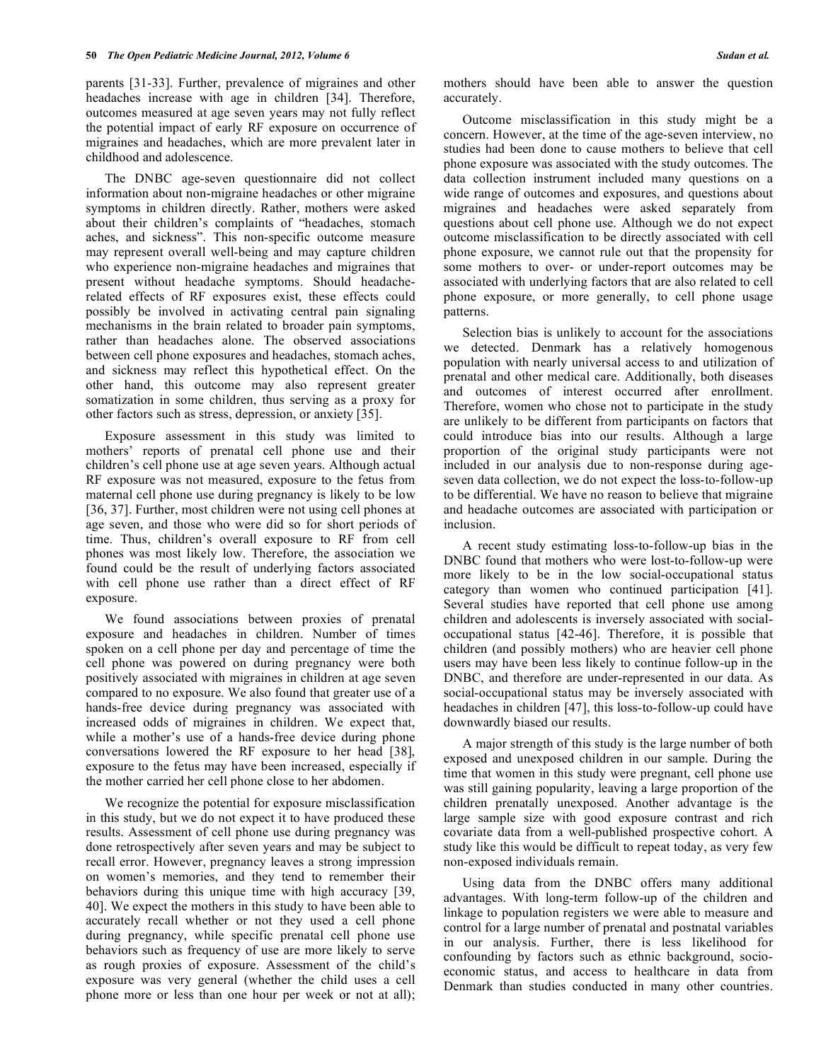parents [31-33]. Further, prevalence of migraines and other headaches increase with age in children [34]. Therefore, outcomes measured at age seven years may not fully reflect the potential impact of early RF exposure on occurrence of migraines and headaches, which are more prevalent later in childhood and adolescence.

The DNBC age-seven questionnaire did not collect information about non-migraine headaches or other migraine symptoms in children directly. Rather, mothers were asked about their children's complaints of "headaches, stomach aches, and sickness". This non-specific outcome measure may represent overall well-being and may capture children who experience non-migraine headaches and migraines that present without headache symptoms. Should headache-related effects of RF exposures exist, these effects could possibly be involved in activating central pain signaling mechanisms in the brain related to broader pain symptoms, rather than headaches alone. The observed associations between cell phone exposures and headaches, stomach aches, and sickness may reflect this hypothetical effect. On the other hand, this outcome may also represent greater somatization in some children, thus serving as a proxy for other factors such as stress, depression, or anxiety [35].

Exposure assessment in this study was limited to mothers' reports of prenatal cell phone use and their children's cell phone use at age seven years. Although actual RF exposure was not measured, exposure to the fetus from maternal cell phone use during pregnancy is likely to be low [36, 37]. Further, most children were not using cell phones at age seven, and those who were did so for short periods of time. Thus, children's overall exposure to RF from cell phones was most likely low. Therefore, the association we found could be the result of underlying factors associated with cell phone use rather than a direct effect of RF exposure.

We found associations between proxies of prenatal exposure and headaches in children. Number of times spoken on a cell phone per day and percentage of time the cell phone was powered on during pregnancy were both positively associated with migraines in children at age seven compared to no exposure. We also found that greater use of a hands-free device during pregnancy was associated with increased odds of migraines in children. We expect that, while a mother's use of a hands-free device during phone conversations lowered the RF exposure to her head [38], exposure to the fetus may have been increased, especially if the mother carried her cell phone close to her abdomen.

We recognize the potential for exposure misclassification in this study, but we do not expect it to have produced these results. Assessment of cell phone use during pregnancy was done retrospectively after seven years and may be subject to recall error. However, pregnancy leaves a strong impression on women's memories, and they tend to remember their behaviors during this unique time with high accuracy [39, 40]. We expect the mothers in this study to have been able to accurately recall whether or not they used a cell phone during pregnancy, while specific prenatal cell phone use behaviors such as frequency of use are more likely to serve as rough proxies of exposure. Assessment of the child's exposure was very general (whether the child uses a cell phone more or less than one hour per week or not at all); mothers should have been able to answer the question accurately.

Outcome misclassification in this study might be a concern. However, at the time of the age-seven interview, no studies had been done to cause mothers to believe that cell phone exposure was associated with the study outcomes. The data collection instrument included many questions on a wide range of outcomes and exposures, and questions about migraines and headaches were asked separately from questions about cell phone use. Although we do not expect outcome misclassification to be directly associated with cell phone exposure, we cannot rule out that the propensity for some mothers to over- or under-report outcomes may be associated with underlying factors that are also related to cell phone exposure, or more generally, to cell phone usage patterns.

Selection bias is unlikely to account for the associations we detected. Denmark has a relatively homogenous population with nearly universal access to and utilization of prenatal and other medical care. Additionally, both diseases and outcomes of interest occurred after enrollment. Therefore, women who chose not to participate in the study are unlikely to be different from participants on factors that could introduce bias into our results. Although a large proportion of the original study participants were not included in our analysis due to non-response during age-seven data collection, we do not expect the loss-to-follow-up to be differential. We have no reason to believe that migraine and headache outcomes are associated with participation or inclusion.

A recent study estimating loss-to-follow-up bias in the DNBC found that mothers who were lost-to-follow-up were more likely to be in the low social-occupational status category than women who continued participation [41]. Several studies have reported that cell phone use among children and adolescents is inversely associated with social-occupational status [42-46]. Therefore, it is possible that children (and possibly mothers) who are heavier cell phone users may have been less likely to continue follow-up in the DNBC, and therefore are under-represented in our data. As social-occupational status may be inversely associated with headaches in children [47], this loss-to-follow-up could have downwardly biased our results.

A major strength of this study is the large number of both exposed and unexposed children in our sample. During the time that women in this study were pregnant, cell phone use was still gaining popularity, leaving a large proportion of the children prenatally unexposed. Another advantage is the large sample size with good exposure contrast and rich covariate data from a well-published prospective cohort. A study like this would be difficult to repeat today, as very few non-exposed individuals remain.

Using data from the DNBC offers many additional advantages. With long-term follow-up of the children and linkage to population registers we were able to measure and control for a large number of prenatal and postnatal variables in our analysis. Further, there is less likelihood for confounding by factors such as ethnic background, socio-economic status, and access to healthcare in data from Denmark than studies conducted in many other countries.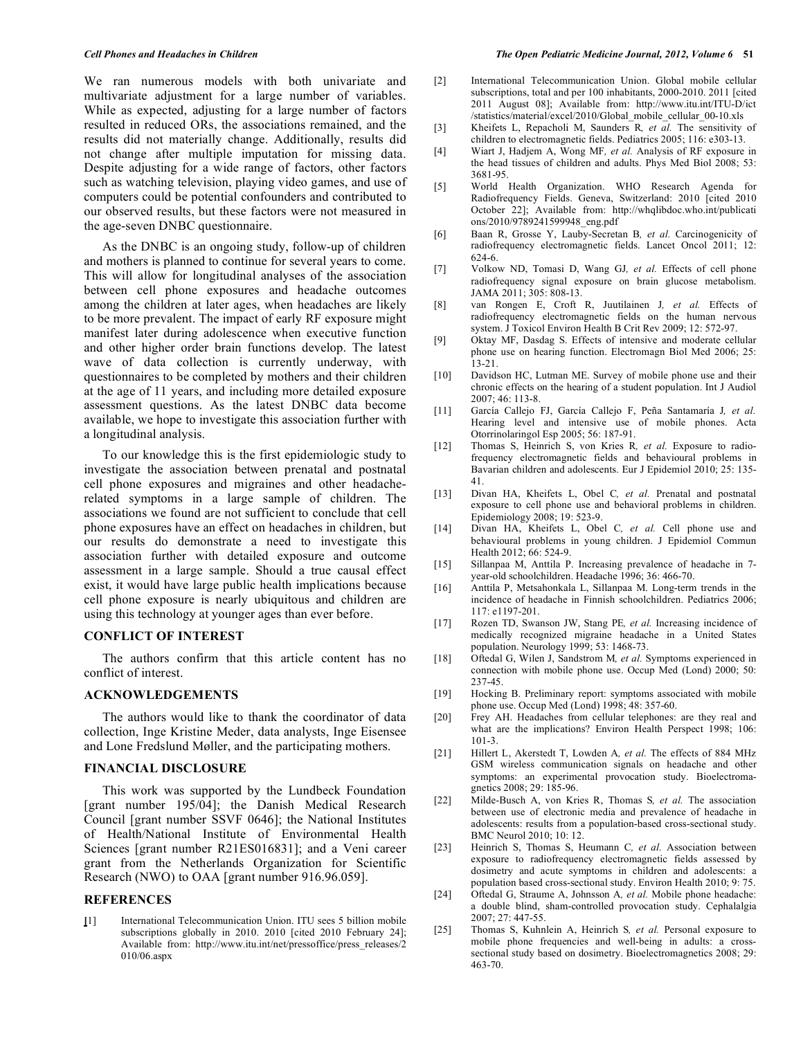We ran numerous models with both univariate and multivariate adjustment for a large number of variables. While as expected, adjusting for a large number of factors resulted in reduced ORs, the associations remained, and the results did not materially change. Additionally, results did not change after multiple imputation for missing data. Despite adjusting for a wide range of factors, other factors such as watching television, playing video games, and use of computers could be potential confounders and contributed to our observed results, but these factors were not measured in the age-seven DNBC questionnaire.

As the DNBC is an ongoing study, follow-up of children and mothers is planned to continue for several years to come. This will allow for longitudinal analyses of the association between cell phone exposures and headache outcomes among the children at later ages, when headaches are likely to be more prevalent. The impact of early RF exposure might manifest later during adolescence when executive function and other higher order brain functions develop. The latest wave of data collection is currently underway, with questionnaires to be completed by mothers and their children at the age of 11 years, and including more detailed exposure assessment questions. As the latest DNBC data become available, we hope to investigate this association further with a longitudinal analysis.

To our knowledge this is the first epidemiologic study to investigate the association between prenatal and postnatal cell phone exposures and migraines and other headache-related symptoms in a large sample of children. The associations we found are not sufficient to conclude that cell phone exposures have an effect on headaches in children, but our results do demonstrate a need to investigate this association further with detailed exposure and outcome assessment in a large sample. Should a true causal effect exist, it would have large public health implications because cell phone exposure is nearly ubiquitous and children are using this technology at younger ages than ever before.

## CONFLICT OF INTEREST

The authors confirm that this article content has no conflict of interest.

## ACKNOWLEDGEMENTS

The authors would like to thank the coordinator of data collection, Inge Kristine Meder, data analysts, Inge Eisensee and Lone Fredslund Møller, and the participating mothers.

## FINANCIAL DISCLOSURE

This work was supported by the Lundbeck Foundation [grant number 195/04]; the Danish Medical Research Council [grant number SSVF 0646]; the National Institutes of Health/National Institute of Environmental Health Sciences [grant number R21ES016831]; and a Veni career grant from the Netherlands Organization for Scientific Research (NWO) to OAA [grant number 916.96.059].

## REFERENCES

[1] International Telecommunication Union. ITU sees 5 billion mobile subscriptions globally in 2010. 2010 [cited 2010 February 24]; Available from: http://www.itu.int/net/pressoffice/press_releases/2010/06.aspx

[2] International Telecommunication Union. Global mobile cellular subscriptions, total and per 100 inhabitants, 2000-2010. 2011 [cited 2011 August 08]; Available from: http://www.itu.int/ITU-D/ict/statistics/material/excel/2010/Global_mobile_cellular_00-10.xls

[3] Kheifets L, Repacholi M, Saunders R, *et al.* The sensitivity of children to electromagnetic fields. Pediatrics 2005; 116: e303-13.

[4] Wiart J, Hadjem A, Wong MF, *et al.* Analysis of RF exposure in the head tissues of children and adults. Phys Med Biol 2008; 53: 3681-95.

[5] World Health Organization. WHO Research Agenda for Radiofrequency Fields. Geneva, Switzerland: 2010 [cited 2010 October 22]; Available from: http://whqlibdoc.who.int/publications/2010/9789241599948_eng.pdf

[6] Baan R, Grosse Y, Lauby-Secretan B, *et al.* Carcinogenicity of radiofrequency electromagnetic fields. Lancet Oncol 2011; 12: 624-6.

[7] Volkow ND, Tomasi D, Wang GJ, *et al.* Effects of cell phone radiofrequency signal exposure on brain glucose metabolism. JAMA 2011; 305: 808-13.

[8] van Rongen E, Croft R, Juutilainen J, *et al.* Effects of radiofrequency electromagnetic fields on the human nervous system. J Toxicol Environ Health B Crit Rev 2009; 12: 572-97.

[9] Oktay MF, Dasdag S. Effects of intensive and moderate cellular phone use on hearing function. Electromagn Biol Med 2006; 25: 13-21.

[10] Davidson HC, Lutman ME. Survey of mobile phone use and their chronic effects on the hearing of a student population. Int J Audiol 2007; 46: 113-8.

[11] García Callejo FJ, García Callejo F, Peña Santamaría J, *et al.* Hearing level and intensive use of mobile phones. Acta Otorrinolaringol Esp 2005; 56: 187-91.

[12] Thomas S, Heinrich S, von Kries R, *et al.* Exposure to radio-frequency electromagnetic fields and behavioural problems in Bavarian children and adolescents. Eur J Epidemiol 2010; 25: 135-41.

[13] Divan HA, Kheifets L, Obel C, *et al.* Prenatal and postnatal exposure to cell phone use and behavioral problems in children. Epidemiology 2008; 19: 523-9.

[14] Divan HA, Kheifets L, Obel C, *et al.* Cell phone use and behavioural problems in young children. J Epidemiol Commun Health 2012; 66: 524-9.

[15] Sillanpaa M, Anttila P. Increasing prevalence of headache in 7-year-old schoolchildren. Headache 1996; 36: 466-70.

[16] Anttila P, Metsahonkala L, Sillanpaa M. Long-term trends in the incidence of headache in Finnish schoolchildren. Pediatrics 2006; 117: e1197-201.

[17] Rozen TD, Swanson JW, Stang PE, *et al.* Increasing incidence of medically recognized migraine headache in a United States population. Neurology 1999; 53: 1468-73.

[18] Oftedal G, Wilen J, Sandstrom M, *et al.* Symptoms experienced in connection with mobile phone use. Occup Med (Lond) 2000; 50: 237-45.

[19] Hocking B. Preliminary report: symptoms associated with mobile phone use. Occup Med (Lond) 1998; 48: 357-60.

[20] Frey AH. Headaches from cellular telephones: are they real and what are the implications? Environ Health Perspect 1998; 106: 101-3.

[21] Hillert L, Akerstedt T, Lowden A, *et al.* The effects of 884 MHz GSM wireless communication signals on headache and other symptoms: an experimental provocation study. Bioelectromagnetics 2008; 29: 185-96.

[22] Milde-Busch A, von Kries R, Thomas S, *et al.* The association between use of electronic media and prevalence of headache in adolescents: results from a population-based cross-sectional study. BMC Neurol 2010; 10: 12.

[23] Heinrich S, Thomas S, Heumann C, *et al.* Association between exposure to radiofrequency electromagnetic fields assessed by dosimetry and acute symptoms in children and adolescents: a population based cross-sectional study. Environ Health 2010; 9: 75.

[24] Oftedal G, Straume A, Johnsson A, *et al.* Mobile phone headache: a double blind, sham-controlled provocation study. Cephalalgia 2007; 27: 447-55.

[25] Thomas S, Kuhnlein A, Heinrich S, *et al.* Personal exposure to mobile phone frequencies and well-being in adults: a cross-sectional study based on dosimetry. Bioelectromagnetics 2008; 29: 463-70.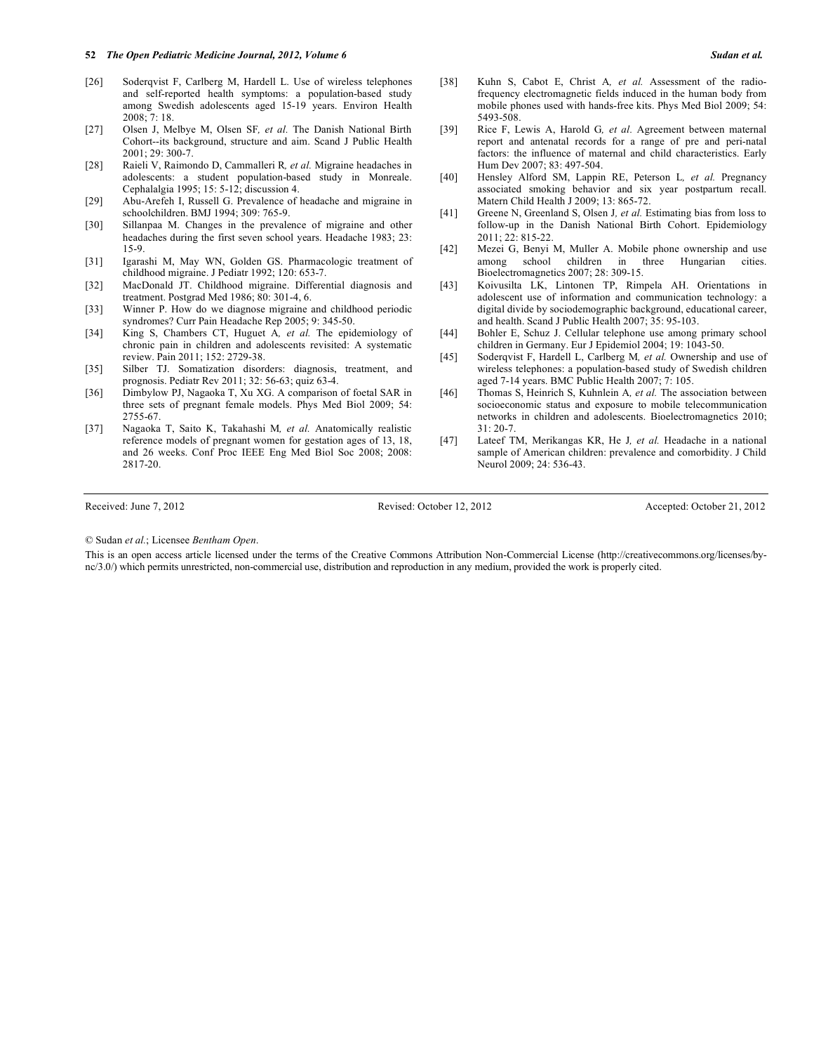[26] Soderqvist F, Carlberg M, Hardell L. Use of wireless telephones and self-reported health symptoms: a population-based study among Swedish adolescents aged 15-19 years. Environ Health 2008; 7: 18.

[27] Olsen J, Melbye M, Olsen SF, *et al*. The Danish National Birth Cohort--its background, structure and aim. Scand J Public Health 2001; 29: 300-7.

[28] Raieli V, Raimondo D, Cammalleri R, *et al.* Migraine headaches in adolescents: a student population-based study in Monreale. Cephalalgia 1995; 15: 5-12; discussion 4.

[29] Abu-Arefeh I, Russell G. Prevalence of headache and migraine in schoolchildren. BMJ 1994; 309: 765-9.

[30] Sillanpaa M. Changes in the prevalence of migraine and other headaches during the first seven school years. Headache 1983; 23: 15-9.

[31] Igarashi M, May WN, Golden GS. Pharmacologic treatment of childhood migraine. J Pediatr 1992; 120: 653-7.

[32] MacDonald JT. Childhood migraine. Differential diagnosis and treatment. Postgrad Med 1986; 80: 301-4, 6.

[33] Winner P. How do we diagnose migraine and childhood periodic syndromes? Curr Pain Headache Rep 2005; 9: 345-50.

[34] King S, Chambers CT, Huguet A, *et al.* The epidemiology of chronic pain in children and adolescents revisited: A systematic review. Pain 2011; 152: 2729-38.

[35] Silber TJ. Somatization disorders: diagnosis, treatment, and prognosis. Pediatr Rev 2011; 32: 56-63; quiz 63-4.

[36] Dimbylow PJ, Nagaoka T, Xu XG. A comparison of foetal SAR in three sets of pregnant female models. Phys Med Biol 2009; 54: 2755-67.

[37] Nagaoka T, Saito K, Takahashi M, *et al.* Anatomically realistic reference models of pregnant women for gestation ages of 13, 18, and 26 weeks. Conf Proc IEEE Eng Med Biol Soc 2008; 2008: 2817-20.

[38] Kuhn S, Cabot E, Christ A, *et al.* Assessment of the radio-frequency electromagnetic fields induced in the human body from mobile phones used with hands-free kits. Phys Med Biol 2009; 54: 5493-508.

[39] Rice F, Lewis A, Harold G, *et al.* Agreement between maternal report and antenatal records for a range of pre and peri-natal factors: the influence of maternal and child characteristics. Early Hum Dev 2007; 83: 497-504.

[40] Hensley Alford SM, Lappin RE, Peterson L, *et al.* Pregnancy associated smoking behavior and six year postpartum recall. Matern Child Health J 2009; 13: 865-72.

[41] Greene N, Greenland S, Olsen J, *et al.* Estimating bias from loss to follow-up in the Danish National Birth Cohort. Epidemiology 2011; 22: 815-22.

[42] Mezei G, Benyi M, Muller A. Mobile phone ownership and use among school children in three Hungarian cities. Bioelectromagnetics 2007; 28: 309-15.

[43] Koivusilta LK, Lintonen TP, Rimpela AH. Orientations in adolescent use of information and communication technology: a digital divide by sociodemographic background, educational career, and health. Scand J Public Health 2007; 35: 95-103.

[44] Bohler E, Schuz J. Cellular telephone use among primary school children in Germany. Eur J Epidemiol 2004; 19: 1043-50.

[45] Soderqvist F, Hardell L, Carlberg M, *et al.* Ownership and use of wireless telephones: a population-based study of Swedish children aged 7-14 years. BMC Public Health 2007; 7: 105.

[46] Thomas S, Heinrich S, Kuhnlein A, *et al.* The association between socioeconomic status and exposure to mobile telecommunication networks in children and adolescents. Bioelectromagnetics 2010; 31: 20-7.

[47] Lateef TM, Merikangas KR, He J, *et al.* Headache in a national sample of American children: prevalence and comorbidity. J Child Neurol 2009; 24: 536-43.

---

Received: June 7, 2012 Revised: October 12, 2012 Accepted: October 21, 2012

© Sudan *et al.*; Licensee *Bentham Open*.

This is an open access article licensed under the terms of the Creative Commons Attribution Non-Commercial License (http://creativecommons.org/licenses/by-nc/3.0/) which permits unrestricted, non-commercial use, distribution and reproduction in any medium, provided the work is properly cited.